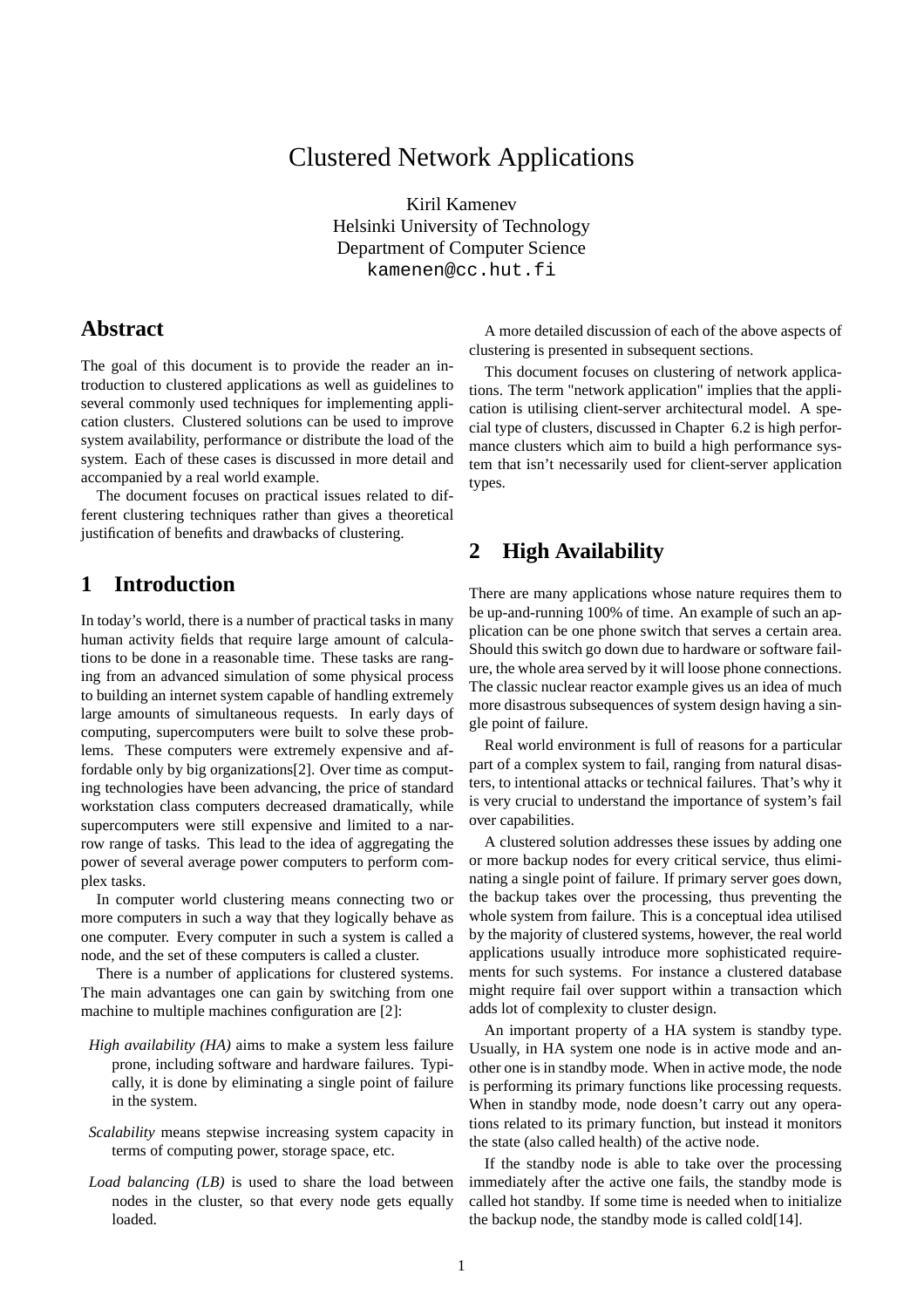# Clustered Network Applications

Kiril Kamenev
Helsinki University of Technology
Department of Computer Science
kamenen@cc.hut.fi

## Abstract

The goal of this document is to provide the reader an introduction to clustered applications as well as guidelines to several commonly used techniques for implementing application clusters. Clustered solutions can be used to improve system availability, performance or distribute the load of the system. Each of these cases is discussed in more detail and accompanied by a real world example.

The document focuses on practical issues related to different clustering techniques rather than gives a theoretical justification of benefits and drawbacks of clustering.

## 1 Introduction

In today's world, there is a number of practical tasks in many human activity fields that require large amount of calculations to be done in a reasonable time. These tasks are ranging from an advanced simulation of some physical process to building an internet system capable of handling extremely large amounts of simultaneous requests. In early days of computing, supercomputers were built to solve these problems. These computers were extremely expensive and affordable only by big organizations[2]. Over time as computing technologies have been advancing, the price of standard workstation class computers decreased dramatically, while supercomputers were still expensive and limited to a narrow range of tasks. This lead to the idea of aggregating the power of several average power computers to perform complex tasks.

In computer world clustering means connecting two or more computers in such a way that they logically behave as one computer. Every computer in such a system is called a node, and the set of these computers is called a cluster.

There is a number of applications for clustered systems. The main advantages one can gain by switching from one machine to multiple machines configuration are [2]:

- *High availability (HA)* aims to make a system less failure prone, including software and hardware failures. Typically, it is done by eliminating a single point of failure in the system.
- *Scalability* means stepwise increasing system capacity in terms of computing power, storage space, etc.
- *Load balancing (LB)* is used to share the load between nodes in the cluster, so that every node gets equally loaded.

A more detailed discussion of each of the above aspects of clustering is presented in subsequent sections.

This document focuses on clustering of network applications. The term "network application" implies that the application is utilising client-server architectural model. A special type of clusters, discussed in Chapter 6.2 is high performance clusters which aim to build a high performance system that isn't necessarily used for client-server application types.

## 2 High Availability

There are many applications whose nature requires them to be up-and-running 100% of time. An example of such an application can be one phone switch that serves a certain area. Should this switch go down due to hardware or software failure, the whole area served by it will loose phone connections. The classic nuclear reactor example gives us an idea of much more disastrous subsequences of system design having a single point of failure.

Real world environment is full of reasons for a particular part of a complex system to fail, ranging from natural disasters, to intentional attacks or technical failures. That's why it is very crucial to understand the importance of system's fail over capabilities.

A clustered solution addresses these issues by adding one or more backup nodes for every critical service, thus eliminating a single point of failure. If primary server goes down, the backup takes over the processing, thus preventing the whole system from failure. This is a conceptual idea utilised by the majority of clustered systems, however, the real world applications usually introduce more sophisticated requirements for such systems. For instance a clustered database might require fail over support within a transaction which adds lot of complexity to cluster design.

An important property of a HA system is standby type. Usually, in HA system one node is in active mode and another one is in standby mode. When in active mode, the node is performing its primary functions like processing requests. When in standby mode, node doesn't carry out any operations related to its primary function, but instead it monitors the state (also called health) of the active node.

If the standby node is able to take over the processing immediately after the active one fails, the standby mode is called hot standby. If some time is needed when to initialize the backup node, the standby mode is called cold[14].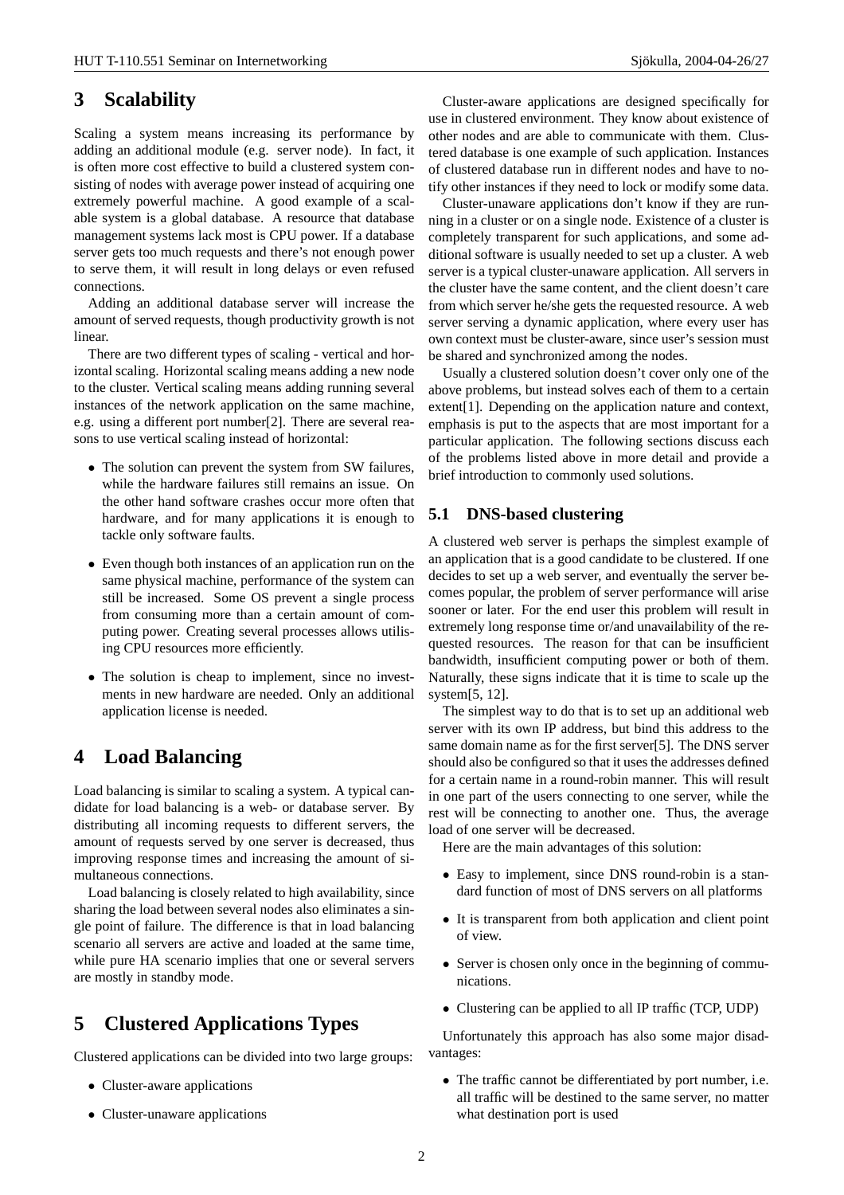# 3 Scalability

Scaling a system means increasing its performance by adding an additional module (e.g. server node). In fact, it is often more cost effective to build a clustered system consisting of nodes with average power instead of acquiring one extremely powerful machine. A good example of a scalable system is a global database. A resource that database management systems lack most is CPU power. If a database server gets too much requests and there's not enough power to serve them, it will result in long delays or even refused connections.

Adding an additional database server will increase the amount of served requests, though productivity growth is not linear.

There are two different types of scaling - vertical and horizontal scaling. Horizontal scaling means adding a new node to the cluster. Vertical scaling means adding running several instances of the network application on the same machine, e.g. using a different port number[2]. There are several reasons to use vertical scaling instead of horizontal:

- The solution can prevent the system from SW failures, while the hardware failures still remains an issue. On the other hand software crashes occur more often that hardware, and for many applications it is enough to tackle only software faults.
- Even though both instances of an application run on the same physical machine, performance of the system can still be increased. Some OS prevent a single process from consuming more than a certain amount of computing power. Creating several processes allows utilising CPU resources more efficiently.
- The solution is cheap to implement, since no investments in new hardware are needed. Only an additional application license is needed.

# 4 Load Balancing

Load balancing is similar to scaling a system. A typical candidate for load balancing is a web- or database server. By distributing all incoming requests to different servers, the amount of requests served by one server is decreased, thus improving response times and increasing the amount of simultaneous connections.

Load balancing is closely related to high availability, since sharing the load between several nodes also eliminates a single point of failure. The difference is that in load balancing scenario all servers are active and loaded at the same time, while pure HA scenario implies that one or several servers are mostly in standby mode.

# 5 Clustered Applications Types

Clustered applications can be divided into two large groups:

- Cluster-aware applications
- Cluster-unaware applications

Cluster-aware applications are designed specifically for use in clustered environment. They know about existence of other nodes and are able to communicate with them. Clustered database is one example of such application. Instances of clustered database run in different nodes and have to notify other instances if they need to lock or modify some data.

Cluster-unaware applications don't know if they are running in a cluster or on a single node. Existence of a cluster is completely transparent for such applications, and some additional software is usually needed to set up a cluster. A web server is a typical cluster-unaware application. All servers in the cluster have the same content, and the client doesn't care from which server he/she gets the requested resource. A web server serving a dynamic application, where every user has own context must be cluster-aware, since user's session must be shared and synchronized among the nodes.

Usually a clustered solution doesn't cover only one of the above problems, but instead solves each of them to a certain extent[1]. Depending on the application nature and context, emphasis is put to the aspects that are most important for a particular application. The following sections discuss each of the problems listed above in more detail and provide a brief introduction to commonly used solutions.

## 5.1 DNS-based clustering

A clustered web server is perhaps the simplest example of an application that is a good candidate to be clustered. If one decides to set up a web server, and eventually the server becomes popular, the problem of server performance will arise sooner or later. For the end user this problem will result in extremely long response time or/and unavailability of the requested resources. The reason for that can be insufficient bandwidth, insufficient computing power or both of them. Naturally, these signs indicate that it is time to scale up the system[5, 12].

The simplest way to do that is to set up an additional web server with its own IP address, but bind this address to the same domain name as for the first server[5]. The DNS server should also be configured so that it uses the addresses defined for a certain name in a round-robin manner. This will result in one part of the users connecting to one server, while the rest will be connecting to another one. Thus, the average load of one server will be decreased.

Here are the main advantages of this solution:

- Easy to implement, since DNS round-robin is a standard function of most of DNS servers on all platforms
- It is transparent from both application and client point of view.
- Server is chosen only once in the beginning of communications.
- Clustering can be applied to all IP traffic (TCP, UDP)

Unfortunately this approach has also some major disadvantages:

- The traffic cannot be differentiated by port number, i.e. all traffic will be destined to the same server, no matter what destination port is used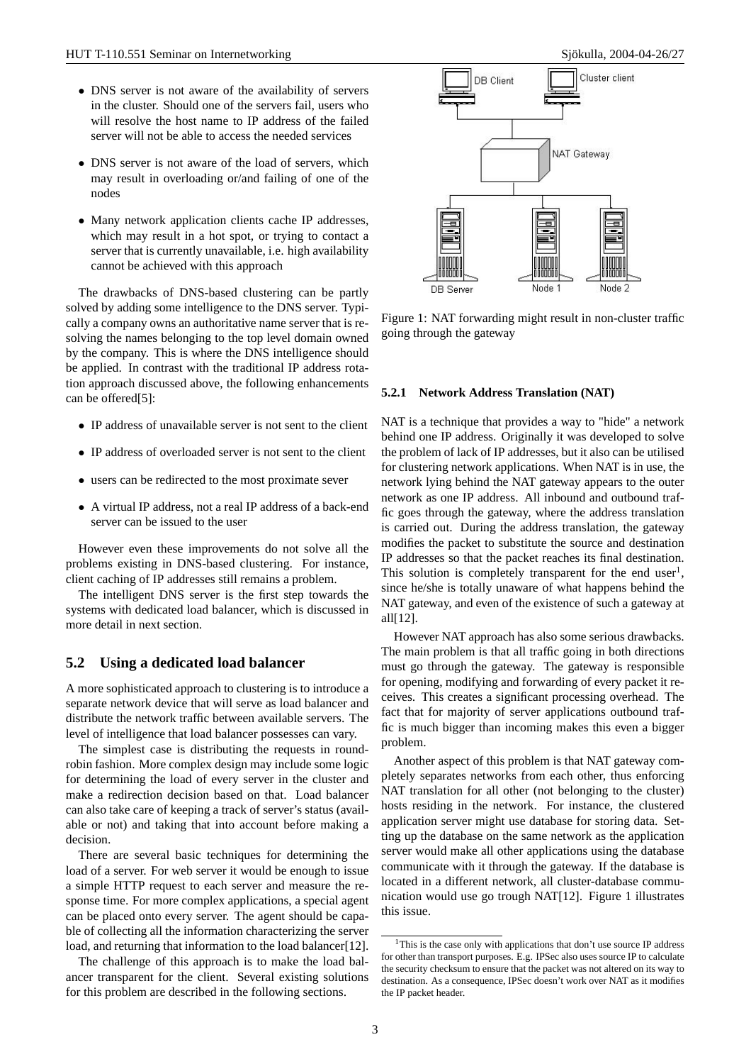- DNS server is not aware of the availability of servers in the cluster. Should one of the servers fail, users who will resolve the host name to IP address of the failed server will not be able to access the needed services
- DNS server is not aware of the load of servers, which may result in overloading or/and failing of one of the nodes
- Many network application clients cache IP addresses, which may result in a hot spot, or trying to contact a server that is currently unavailable, i.e. high availability cannot be achieved with this approach

The drawbacks of DNS-based clustering can be partly solved by adding some intelligence to the DNS server. Typically a company owns an authoritative name server that is resolving the names belonging to the top level domain owned by the company. This is where the DNS intelligence should be applied. In contrast with the traditional IP address rotation approach discussed above, the following enhancements can be offered[5]:

- IP address of unavailable server is not sent to the client
- IP address of overloaded server is not sent to the client
- users can be redirected to the most proximate sever
- A virtual IP address, not a real IP address of a back-end server can be issued to the user

However even these improvements do not solve all the problems existing in DNS-based clustering. For instance, client caching of IP addresses still remains a problem.

The intelligent DNS server is the first step towards the systems with dedicated load balancer, which is discussed in more detail in next section.

## 5.2 Using a dedicated load balancer

A more sophisticated approach to clustering is to introduce a separate network device that will serve as load balancer and distribute the network traffic between available servers. The level of intelligence that load balancer possesses can vary.

The simplest case is distributing the requests in round-robin fashion. More complex design may include some logic for determining the load of every server in the cluster and make a redirection decision based on that. Load balancer can also take care of keeping a track of server's status (available or not) and taking that into account before making a decision.

There are several basic techniques for determining the load of a server. For web server it would be enough to issue a simple HTTP request to each server and measure the response time. For more complex applications, a special agent can be placed onto every server. The agent should be capable of collecting all the information characterizing the server load, and returning that information to the load balancer[12].

The challenge of this approach is to make the load balancer transparent for the client. Several existing solutions for this problem are described in the following sections.

Figure 1: NAT forwarding might result in non-cluster traffic going through the gateway

### 5.2.1 Network Address Translation (NAT)

NAT is a technique that provides a way to "hide" a network behind one IP address. Originally it was developed to solve the problem of lack of IP addresses, but it also can be utilised for clustering network applications. When NAT is in use, the network lying behind the NAT gateway appears to the outer network as one IP address. All inbound and outbound traffic goes through the gateway, where the address translation is carried out. During the address translation, the gateway modifies the packet to substitute the source and destination IP addresses so that the packet reaches its final destination. This solution is completely transparent for the end user[1], since he/she is totally unaware of what happens behind the NAT gateway, and even of the existence of such a gateway at all[12].

However NAT approach has also some serious drawbacks. The main problem is that all traffic going in both directions must go through the gateway. The gateway is responsible for opening, modifying and forwarding of every packet it receives. This creates a significant processing overhead. The fact that for majority of server applications outbound traffic is much bigger than incoming makes this even a bigger problem.

Another aspect of this problem is that NAT gateway completely separates networks from each other, thus enforcing NAT translation for all other (not belonging to the cluster) hosts residing in the network. For instance, the clustered application server might use database for storing data. Setting up the database on the same network as the application server would make all other applications using the database communicate with it through the gateway. If the database is located in a different network, all cluster-database communication would use go trough NAT[12]. Figure 1 illustrates this issue.

[1] This is the case only with applications that don't use source IP address for other than transport purposes. E.g. IPSec also uses source IP to calculate the security checksum to ensure that the packet was not altered on its way to destination. As a consequence, IPSec doesn't work over NAT as it modifies the IP packet header.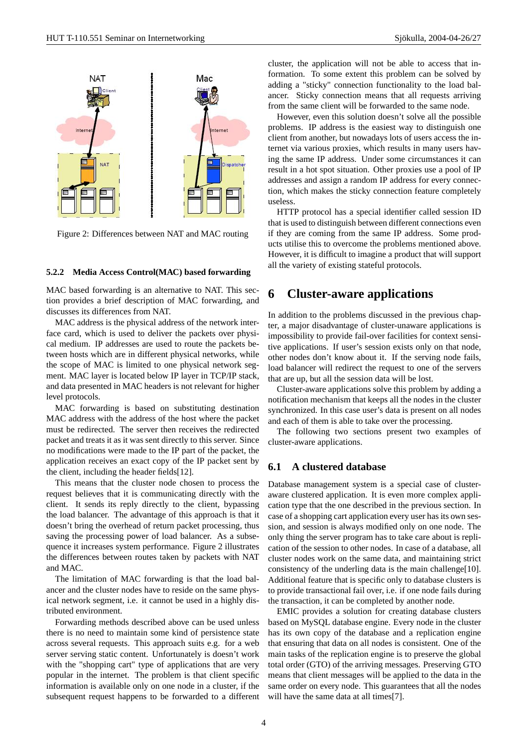Figure 2: Differences between NAT and MAC routing

### 5.2.2 Media Access Control(MAC) based forwarding

MAC based forwarding is an alternative to NAT. This section provides a brief description of MAC forwarding, and discusses its differences from NAT.

MAC address is the physical address of the network interface card, which is used to deliver the packets over physical medium. IP addresses are used to route the packets between hosts which are in different physical networks, while the scope of MAC is limited to one physical network segment. MAC layer is located below IP layer in TCP/IP stack, and data presented in MAC headers is not relevant for higher level protocols.

MAC forwarding is based on substituting destination MAC address with the address of the host where the packet must be redirected. The server then receives the redirected packet and treats it as it was sent directly to this server. Since no modifications were made to the IP part of the packet, the application receives an exact copy of the IP packet sent by the client, including the header fields[12].

This means that the cluster node chosen to process the request believes that it is communicating directly with the client. It sends its reply directly to the client, bypassing the load balancer. The advantage of this approach is that it doesn't bring the overhead of return packet processing, thus saving the processing power of load balancer. As a subsequence it increases system performance. Figure 2 illustrates the differences between routes taken by packets with NAT and MAC.

The limitation of MAC forwarding is that the load balancer and the cluster nodes have to reside on the same physical network segment, i.e. it cannot be used in a highly distributed environment.

Forwarding methods described above can be used unless there is no need to maintain some kind of persistence state across several requests. This approach suits e.g. for a web server serving static content. Unfortunately is doesn't work with the "shopping cart" type of applications that are very popular in the internet. The problem is that client specific information is available only on one node in a cluster, if the subsequent request happens to be forwarded to a different cluster, the application will not be able to access that information. To some extent this problem can be solved by adding a "sticky" connection functionality to the load balancer. Sticky connection means that all requests arriving from the same client will be forwarded to the same node.

However, even this solution doesn't solve all the possible problems. IP address is the easiest way to distinguish one client from another, but nowadays lots of users access the internet via various proxies, which results in many users having the same IP address. Under some circumstances it can result in a hot spot situation. Other proxies use a pool of IP addresses and assign a random IP address for every connection, which makes the sticky connection feature completely useless.

HTTP protocol has a special identifier called session ID that is used to distinguish between different connections even if they are coming from the same IP address. Some products utilise this to overcome the problems mentioned above. However, it is difficult to imagine a product that will support all the variety of existing stateful protocols.

# 6 Cluster-aware applications

In addition to the problems discussed in the previous chapter, a major disadvantage of cluster-unaware applications is impossibility to provide fail-over facilities for context sensitive applications. If user's session exists only on that node, other nodes don't know about it. If the serving node fails, load balancer will redirect the request to one of the servers that are up, but all the session data will be lost.

Cluster-aware applications solve this problem by adding a notification mechanism that keeps all the nodes in the cluster synchronized. In this case user's data is present on all nodes and each of them is able to take over the processing.

The following two sections present two examples of cluster-aware applications.

## 6.1 A clustered database

Database management system is a special case of cluster-aware clustered application. It is even more complex application type that the one described in the previous section. In case of a shopping cart application every user has its own session, and session is always modified only on one node. The only thing the server program has to take care about is replication of the session to other nodes. In case of a database, all cluster nodes work on the same data, and maintaining strict consistency of the underling data is the main challenge[10]. Additional feature that is specific only to database clusters is to provide transactional fail over, i.e. if one node fails during the transaction, it can be completed by another node.

EMIC provides a solution for creating database clusters based on MySQL database engine. Every node in the cluster has its own copy of the database and a replication engine that ensuring that data on all nodes is consistent. One of the main tasks of the replication engine is to preserve the global total order (GTO) of the arriving messages. Preserving GTO means that client messages will be applied to the data in the same order on every node. This guarantees that all the nodes will have the same data at all times[7].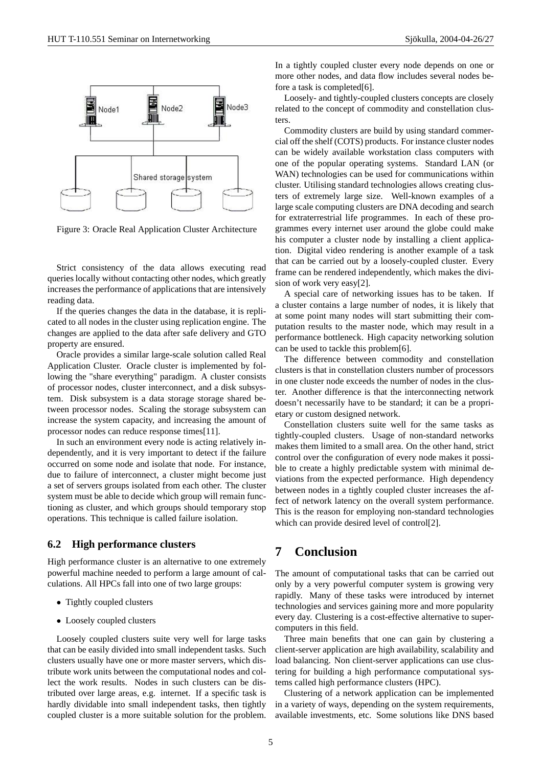Figure 3: Oracle Real Application Cluster Architecture

Strict consistency of the data allows executing read queries locally without contacting other nodes, which greatly increases the performance of applications that are intensively reading data.

If the queries changes the data in the database, it is replicated to all nodes in the cluster using replication engine. The changes are applied to the data after safe delivery and GTO property are ensured.

Oracle provides a similar large-scale solution called Real Application Cluster. Oracle cluster is implemented by following the "share everything" paradigm. A cluster consists of processor nodes, cluster interconnect, and a disk subsystem. Disk subsystem is a data storage storage shared between processor nodes. Scaling the storage subsystem can increase the system capacity, and increasing the amount of processor nodes can reduce response times[11].

In such an environment every node is acting relatively independently, and it is very important to detect if the failure occurred on some node and isolate that node. For instance, due to failure of interconnect, a cluster might become just a set of servers groups isolated from each other. The cluster system must be able to decide which group will remain functioning as cluster, and which groups should temporary stop operations. This technique is called failure isolation.

### 6.2 High performance clusters

High performance cluster is an alternative to one extremely powerful machine needed to perform a large amount of calculations. All HPCs fall into one of two large groups:

- Tightly coupled clusters
- Loosely coupled clusters

Loosely coupled clusters suite very well for large tasks that can be easily divided into small independent tasks. Such clusters usually have one or more master servers, which distribute work units between the computational nodes and collect the work results. Nodes in such clusters can be distributed over large areas, e.g. internet. If a specific task is hardly dividable into small independent tasks, then tightly coupled cluster is a more suitable solution for the problem. In a tightly coupled cluster every node depends on one or more other nodes, and data flow includes several nodes before a task is completed[6].

Loosely- and tightly-coupled clusters concepts are closely related to the concept of commodity and constellation clusters.

Commodity clusters are build by using standard commercial off the shelf (COTS) products. For instance cluster nodes can be widely available workstation class computers with one of the popular operating systems. Standard LAN (or WAN) technologies can be used for communications within cluster. Utilising standard technologies allows creating clusters of extremely large size. Well-known examples of a large scale computing clusters are DNA decoding and search for extraterrestrial life programmes. In each of these programmes every internet user around the globe could make his computer a cluster node by installing a client application. Digital video rendering is another example of a task that can be carried out by a loosely-coupled cluster. Every frame can be rendered independently, which makes the division of work very easy[2].

A special care of networking issues has to be taken. If a cluster contains a large number of nodes, it is likely that at some point many nodes will start submitting their computation results to the master node, which may result in a performance bottleneck. High capacity networking solution can be used to tackle this problem[6].

The difference between commodity and constellation clusters is that in constellation clusters number of processors in one cluster node exceeds the number of nodes in the cluster. Another difference is that the interconnecting network doesn't necessarily have to be standard; it can be a proprietary or custom designed network.

Constellation clusters suite well for the same tasks as tightly-coupled clusters. Usage of non-standard networks makes them limited to a small area. On the other hand, strict control over the configuration of every node makes it possible to create a highly predictable system with minimal deviations from the expected performance. High dependency between nodes in a tightly coupled cluster increases the affect of network latency on the overall system performance. This is the reason for employing non-standard technologies which can provide desired level of control[2].

## 7 Conclusion

The amount of computational tasks that can be carried out only by a very powerful computer system is growing very rapidly. Many of these tasks were introduced by internet technologies and services gaining more and more popularity every day. Clustering is a cost-effective alternative to supercomputers in this field.

Three main benefits that one can gain by clustering a client-server application are high availability, scalability and load balancing. Non client-server applications can use clustering for building a high performance computational systems called high performance clusters (HPC).

Clustering of a network application can be implemented in a variety of ways, depending on the system requirements, available investments, etc. Some solutions like DNS based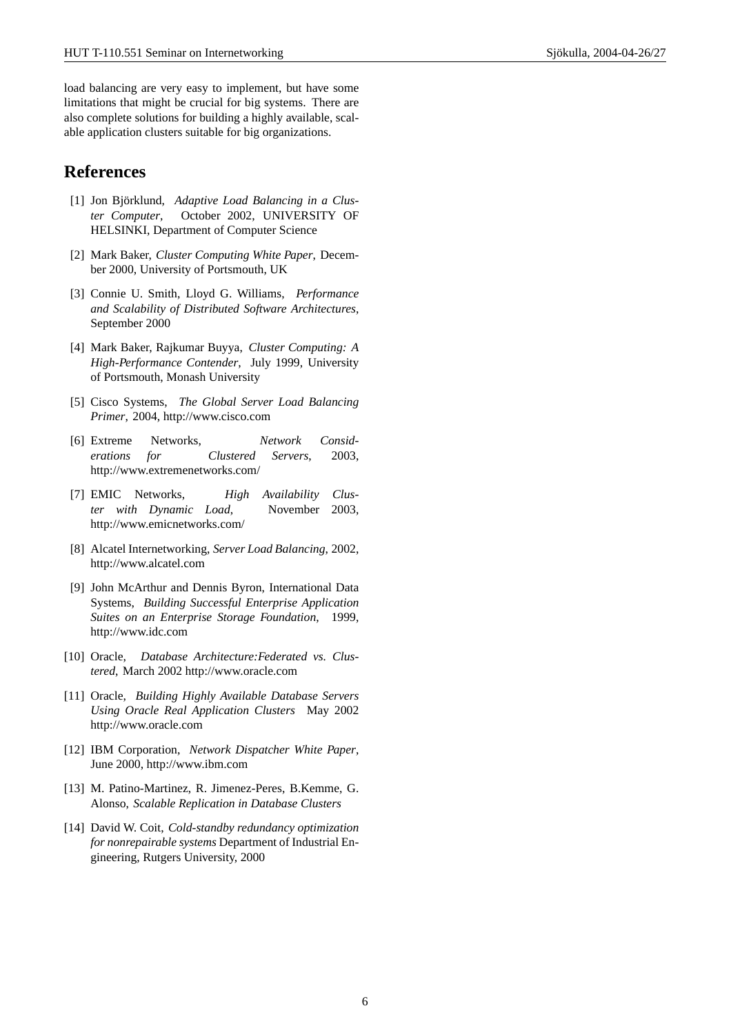load balancing are very easy to implement, but have some limitations that might be crucial for big systems. There are also complete solutions for building a highly available, scalable application clusters suitable for big organizations.

## References

[1] Jon Björklund, *Adaptive Load Balancing in a Cluster Computer*, October 2002, UNIVERSITY OF HELSINKI, Department of Computer Science

[2] Mark Baker, *Cluster Computing White Paper*, December 2000, University of Portsmouth, UK

[3] Connie U. Smith, Lloyd G. Williams, *Performance and Scalability of Distributed Software Architectures*, September 2000

[4] Mark Baker, Rajkumar Buyya, *Cluster Computing: A High-Performance Contender*, July 1999, University of Portsmouth, Monash University

[5] Cisco Systems, *The Global Server Load Balancing Primer*, 2004, http://www.cisco.com

[6] Extreme Networks, *Network Considerations for Clustered Servers*, 2003, http://www.extremenetworks.com/

[7] EMIC Networks, *High Availability Cluster with Dynamic Load*, November 2003, http://www.emicnetworks.com/

[8] Alcatel Internetworking, *Server Load Balancing*, 2002, http://www.alcatel.com

[9] John McArthur and Dennis Byron, International Data Systems, *Building Successful Enterprise Application Suites on an Enterprise Storage Foundation*, 1999, http://www.idc.com

[10] Oracle, *Database Architecture:Federated vs. Clustered*, March 2002 http://www.oracle.com

[11] Oracle, *Building Highly Available Database Servers Using Oracle Real Application Clusters* May 2002 http://www.oracle.com

[12] IBM Corporation, *Network Dispatcher White Paper*, June 2000, http://www.ibm.com

[13] M. Patino-Martinez, R. Jimenez-Peres, B.Kemme, G. Alonso, *Scalable Replication in Database Clusters*

[14] David W. Coit, *Cold-standby redundancy optimization for nonrepairable systems* Department of Industrial Engineering, Rutgers University, 2000